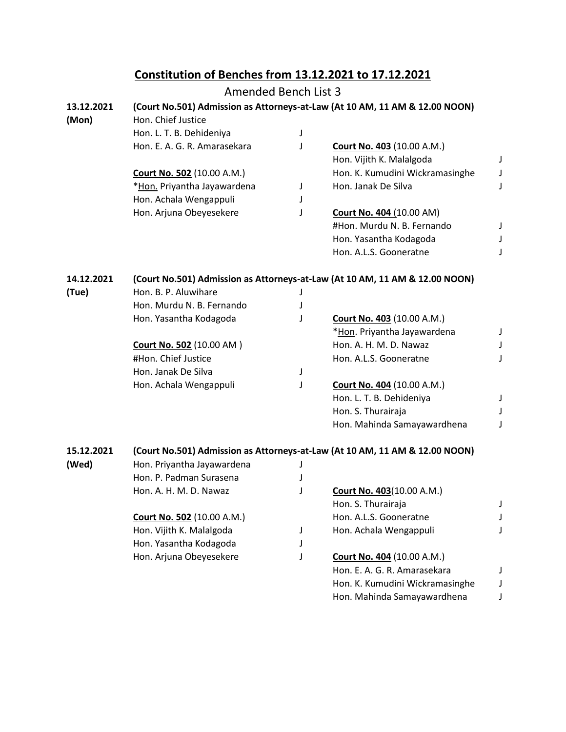# Constitution of Benches from 13.12.2021 to 17.12.2021

## Amended Bench List 3

### 13.12.2021 (Mon)

**(Court No.501) Admission as Attorneys-at-Law (At 10 AM, 11 AM & 12.00 NOON)**

Hon. Chief Justice
Hon. L. T. B. Dehideniya J
Hon. E. A. G. R. Amarasekara J

**Court No. 502** (10.00 A.M.)
*Hon. Priyantha Jayawardena J
Hon. Achala Wengappuli J
Hon. Arjuna Obeyesekere J

**Court No. 403** (10.00 A.M.)
Hon. Vijith K. Malalgoda J
Hon. K. Kumudini Wickramasinghe J
Hon. Janak De Silva J

**Court No. 404** (10.00 AM)
#Hon. Murdu N. B. Fernando J
Hon. Yasantha Kodagoda J
Hon. A.L.S. Gooneratne J

### 14.12.2021 (Tue)

**(Court No.501) Admission as Attorneys-at-Law (At 10 AM, 11 AM & 12.00 NOON)**

Hon. B. P. Aluwihare J
Hon. Murdu N. B. Fernando J
Hon. Yasantha Kodagoda J

**Court No. 502** (10.00 AM )
#Hon. Chief Justice
Hon. Janak De Silva J
Hon. Achala Wengappuli J

**Court No. 403** (10.00 A.M.)
*Hon. Priyantha Jayawardena J
Hon. A. H. M. D. Nawaz J
Hon. A.L.S. Gooneratne J

**Court No. 404** (10.00 A.M.)
Hon. L. T. B. Dehideniya J
Hon. S. Thurairaja J
Hon. Mahinda Samayawardhena J

### 15.12.2021 (Wed)

**(Court No.501) Admission as Attorneys-at-Law (At 10 AM, 11 AM & 12.00 NOON)**

Hon. Priyantha Jayawardena J
Hon. P. Padman Surasena J
Hon. A. H. M. D. Nawaz J

**Court No. 502** (10.00 A.M.)
Hon. Vijith K. Malalgoda J
Hon. Yasantha Kodagoda J
Hon. Arjuna Obeyesekere J

**Court No. 403**(10.00 A.M.)
Hon. S. Thurairaja J
Hon. A.L.S. Gooneratne J
Hon. Achala Wengappuli J

**Court No. 404** (10.00 A.M.)
Hon. E. A. G. R. Amarasekara J
Hon. K. Kumudini Wickramasinghe J
Hon. Mahinda Samayawardhena J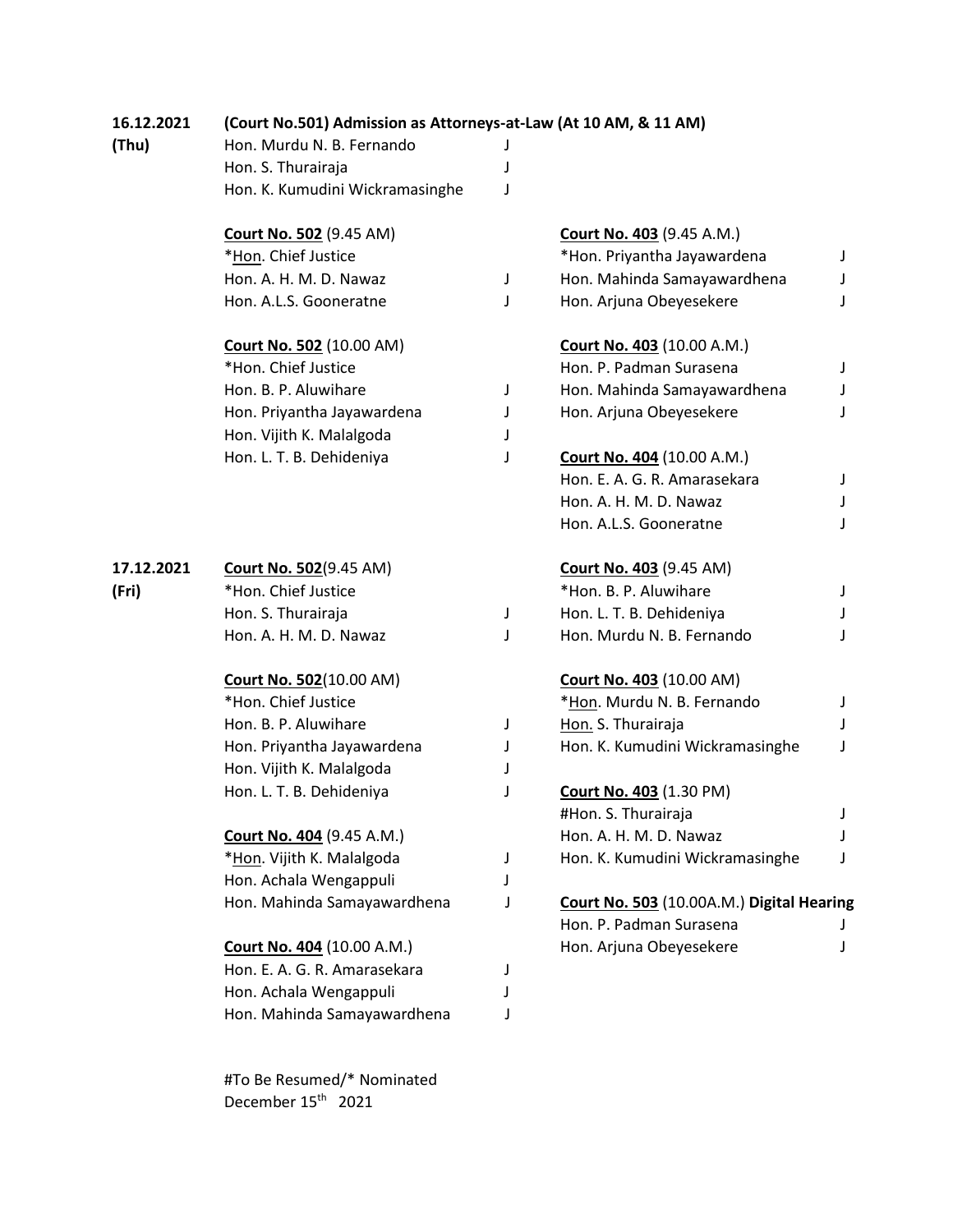**16.12.2021 (Thu)**

**(Court No.501) Admission as Attorneys-at-Law (At 10 AM, & 11 AM)**

Hon. Murdu N. B. Fernando J
Hon. S. Thurairaja J
Hon. K. Kumudini Wickramasinghe J

**Court No. 502** (9.45 AM)
*Hon. Chief Justice
Hon. A. H. M. D. Nawaz J
Hon. A.L.S. Gooneratne J

**Court No. 502** (10.00 AM)
*Hon. Chief Justice
Hon. B. P. Aluwihare J
Hon. Priyantha Jayawardena J
Hon. Vijith K. Malalgoda J
Hon. L. T. B. Dehideniya J

**Court No. 403** (9.45 A.M.)
*Hon. Priyantha Jayawardena J
Hon. Mahinda Samayawardhena J
Hon. Arjuna Obeyesekere J

**Court No. 403** (10.00 A.M.)
Hon. P. Padman Surasena J
Hon. Mahinda Samayawardhena J
Hon. Arjuna Obeyesekere J

**Court No. 404** (10.00 A.M.)
Hon. E. A. G. R. Amarasekara J
Hon. A. H. M. D. Nawaz J
Hon. A.L.S. Gooneratne J

**17.12.2021 (Fri)**

**Court No. 502**(9.45 AM)
*Hon. Chief Justice
Hon. S. Thurairaja J
Hon. A. H. M. D. Nawaz J

**Court No. 502**(10.00 AM)
*Hon. Chief Justice
Hon. B. P. Aluwihare J
Hon. Priyantha Jayawardena J
Hon. Vijith K. Malalgoda J
Hon. L. T. B. Dehideniya J

**Court No. 404** (9.45 A.M.)
*Hon. Vijith K. Malalgoda J
Hon. Achala Wengappuli J
Hon. Mahinda Samayawardhena J

**Court No. 404** (10.00 A.M.)
Hon. E. A. G. R. Amarasekara J
Hon. Achala Wengappuli J
Hon. Mahinda Samayawardhena J

**Court No. 403** (9.45 AM)
*Hon. B. P. Aluwihare J
Hon. L. T. B. Dehideniya J
Hon. Murdu N. B. Fernando J

**Court No. 403** (10.00 AM)
*Hon. Murdu N. B. Fernando J
Hon. S. Thurairaja J
Hon. K. Kumudini Wickramasinghe J

**Court No. 403** (1.30 PM)
#Hon. S. Thurairaja J
Hon. A. H. M. D. Nawaz J
Hon. K. Kumudini Wickramasinghe J

**Court No. 503** (10.00A.M.) **Digital Hearing**
Hon. P. Padman Surasena J
Hon. Arjuna Obeyesekere J

#To Be Resumed/* Nominated
December 15th 2021